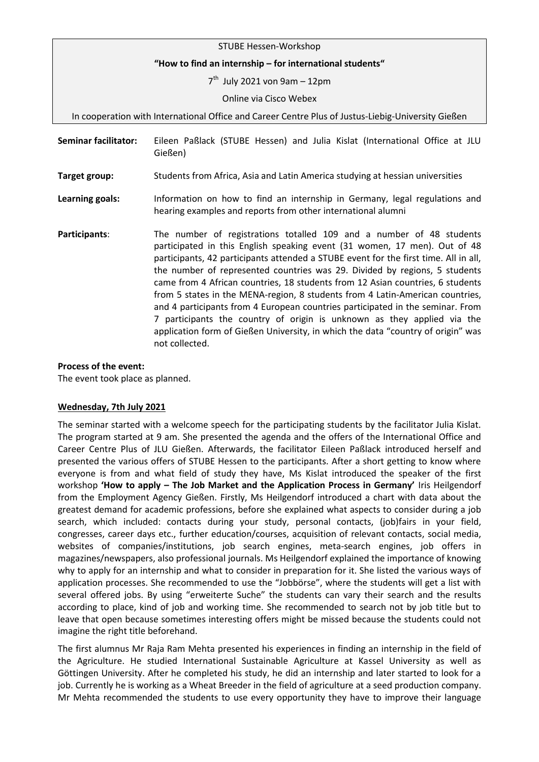STUBE Hessen-Workshop

**"How to find an internship – for international students"**

7th July 2021 von 9am – 12pm

Online via Cisco Webex

In cooperation with International Office and Career Centre Plus of Justus-Liebig-University Gießen

**Seminar facilitator:** Eileen Paßlack (STUBE Hessen) and Julia Kislat (International Office at JLU Gießen)

**Target group:** Students from Africa, Asia and Latin America studying at hessian universities

**Learning goals:** Information on how to find an internship in Germany, legal regulations and hearing examples and reports from other international alumni

**Participants**: The number of registrations totalled 109 and a number of 48 students participated in this English speaking event (31 women, 17 men). Out of 48 participants, 42 participants attended a STUBE event for the first time. All in all, the number of represented countries was 29. Divided by regions, 5 students came from 4 African countries, 18 students from 12 Asian countries, 6 students from 5 states in the MENA-region, 8 students from 4 Latin-American countries, and 4 participants from 4 European countries participated in the seminar. From 7 participants the country of origin is unknown as they applied via the application form of Gießen University, in which the data "country of origin" was not collected.

**Process of the event:**

The event took place as planned.

**Wednesday, 7th July 2021**

The seminar started with a welcome speech for the participating students by the facilitator Julia Kislat. The program started at 9 am. She presented the agenda and the offers of the International Office and Career Centre Plus of JLU Gießen. Afterwards, the facilitator Eileen Paßlack introduced herself and presented the various offers of STUBE Hessen to the participants. After a short getting to know where everyone is from and what field of study they have, Ms Kislat introduced the speaker of the first workshop **'How to apply – The Job Market and the Application Process in Germany'** Iris Heilgendorf from the Employment Agency Gießen. Firstly, Ms Heilgendorf introduced a chart with data about the greatest demand for academic professions, before she explained what aspects to consider during a job search, which included: contacts during your study, personal contacts, (job)fairs in your field, congresses, career days etc., further education/courses, acquisition of relevant contacts, social media, websites of companies/institutions, job search engines, meta-search engines, job offers in magazines/newspapers, also professional journals. Ms Heilgendorf explained the importance of knowing why to apply for an internship and what to consider in preparation for it. She listed the various ways of application processes. She recommended to use the "Jobbörse", where the students will get a list with several offered jobs. By using "erweiterte Suche" the students can vary their search and the results according to place, kind of job and working time. She recommended to search not by job title but to leave that open because sometimes interesting offers might be missed because the students could not imagine the right title beforehand.

The first alumnus Mr Raja Ram Mehta presented his experiences in finding an internship in the field of the Agriculture. He studied International Sustainable Agriculture at Kassel University as well as Göttingen University. After he completed his study, he did an internship and later started to look for a job. Currently he is working as a Wheat Breeder in the field of agriculture at a seed production company. Mr Mehta recommended the students to use every opportunity they have to improve their language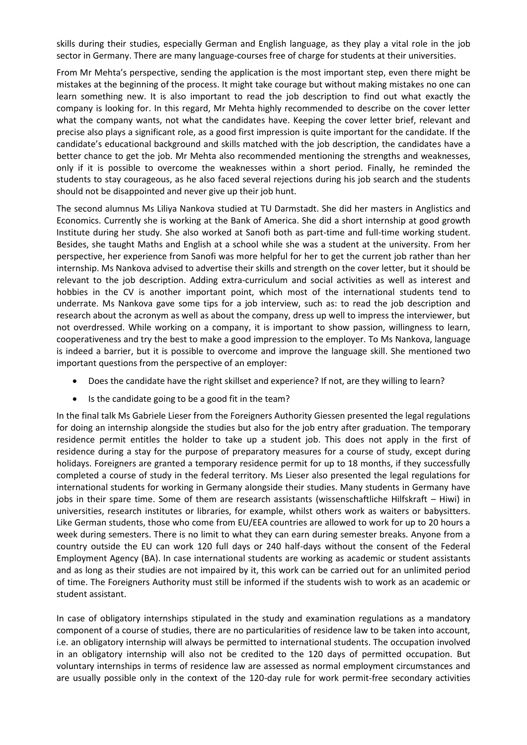skills during their studies, especially German and English language, as they play a vital role in the job sector in Germany. There are many language-courses free of charge for students at their universities.

From Mr Mehta's perspective, sending the application is the most important step, even there might be mistakes at the beginning of the process. It might take courage but without making mistakes no one can learn something new. It is also important to read the job description to find out what exactly the company is looking for. In this regard, Mr Mehta highly recommended to describe on the cover letter what the company wants, not what the candidates have. Keeping the cover letter brief, relevant and precise also plays a significant role, as a good first impression is quite important for the candidate. If the candidate's educational background and skills matched with the job description, the candidates have a better chance to get the job. Mr Mehta also recommended mentioning the strengths and weaknesses, only if it is possible to overcome the weaknesses within a short period. Finally, he reminded the students to stay courageous, as he also faced several rejections during his job search and the students should not be disappointed and never give up their job hunt.

The second alumnus Ms Liliya Nankova studied at TU Darmstadt. She did her masters in Anglistics and Economics. Currently she is working at the Bank of America. She did a short internship at good growth Institute during her study. She also worked at Sanofi both as part-time and full-time working student. Besides, she taught Maths and English at a school while she was a student at the university. From her perspective, her experience from Sanofi was more helpful for her to get the current job rather than her internship. Ms Nankova advised to advertise their skills and strength on the cover letter, but it should be relevant to the job description. Adding extra-curriculum and social activities as well as interest and hobbies in the CV is another important point, which most of the international students tend to underrate. Ms Nankova gave some tips for a job interview, such as: to read the job description and research about the acronym as well as about the company, dress up well to impress the interviewer, but not overdressed. While working on a company, it is important to show passion, willingness to learn, cooperativeness and try the best to make a good impression to the employer. To Ms Nankova, language is indeed a barrier, but it is possible to overcome and improve the language skill. She mentioned two important questions from the perspective of an employer:

- Does the candidate have the right skillset and experience? If not, are they willing to learn?
- Is the candidate going to be a good fit in the team?

In the final talk Ms Gabriele Lieser from the Foreigners Authority Giessen presented the legal regulations for doing an internship alongside the studies but also for the job entry after graduation. The temporary residence permit entitles the holder to take up a student job. This does not apply in the first of residence during a stay for the purpose of preparatory measures for a course of study, except during holidays. Foreigners are granted a temporary residence permit for up to 18 months, if they successfully completed a course of study in the federal territory. Ms Lieser also presented the legal regulations for international students for working in Germany alongside their studies. Many students in Germany have jobs in their spare time. Some of them are research assistants (wissenschaftliche Hilfskraft – Hiwi) in universities, research institutes or libraries, for example, whilst others work as waiters or babysitters. Like German students, those who come from EU/EEA countries are allowed to work for up to 20 hours a week during semesters. There is no limit to what they can earn during semester breaks. Anyone from a country outside the EU can work 120 full days or 240 half-days without the consent of the Federal Employment Agency (BA). In case international students are working as academic or student assistants and as long as their studies are not impaired by it, this work can be carried out for an unlimited period of time. The Foreigners Authority must still be informed if the students wish to work as an academic or student assistant.

In case of obligatory internships stipulated in the study and examination regulations as a mandatory component of a course of studies, there are no particularities of residence law to be taken into account, i.e. an obligatory internship will always be permitted to international students. The occupation involved in an obligatory internship will also not be credited to the 120 days of permitted occupation. But voluntary internships in terms of residence law are assessed as normal employment circumstances and are usually possible only in the context of the 120-day rule for work permit-free secondary activities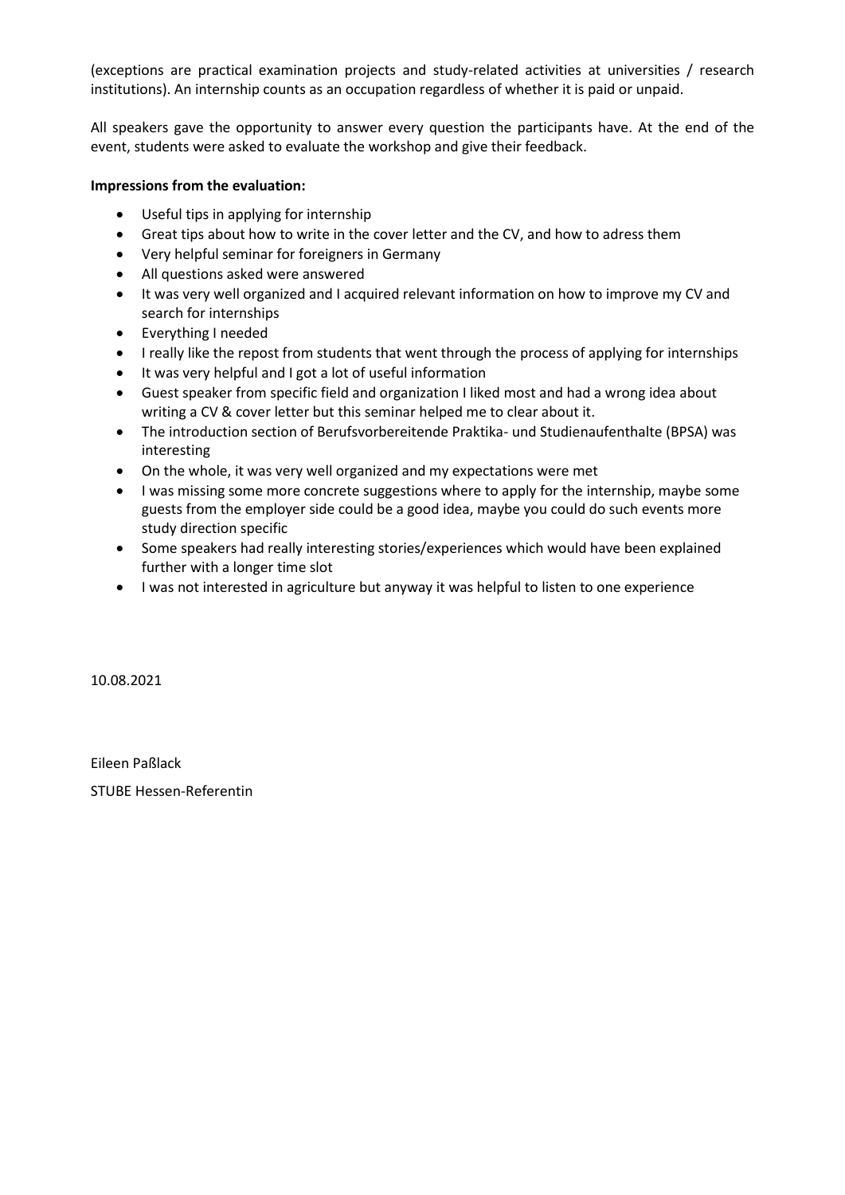(exceptions are practical examination projects and study-related activities at universities / research institutions). An internship counts as an occupation regardless of whether it is paid or unpaid.

All speakers gave the opportunity to answer every question the participants have. At the end of the event, students were asked to evaluate the workshop and give their feedback.

**Impressions from the evaluation:**

- Useful tips in applying for internship
- Great tips about how to write in the cover letter and the CV, and how to adress them
- Very helpful seminar for foreigners in Germany
- All questions asked were answered
- It was very well organized and I acquired relevant information on how to improve my CV and search for internships
- Everything I needed
- I really like the repost from students that went through the process of applying for internships
- It was very helpful and I got a lot of useful information
- Guest speaker from specific field and organization I liked most and had a wrong idea about writing a CV & cover letter but this seminar helped me to clear about it.
- The introduction section of Berufsvorbereitende Praktika- und Studienaufenthalte (BPSA) was interesting
- On the whole, it was very well organized and my expectations were met
- I was missing some more concrete suggestions where to apply for the internship, maybe some guests from the employer side could be a good idea, maybe you could do such events more study direction specific
- Some speakers had really interesting stories/experiences which would have been explained further with a longer time slot
- I was not interested in agriculture but anyway it was helpful to listen to one experience

10.08.2021

Eileen Paßlack

STUBE Hessen-Referentin